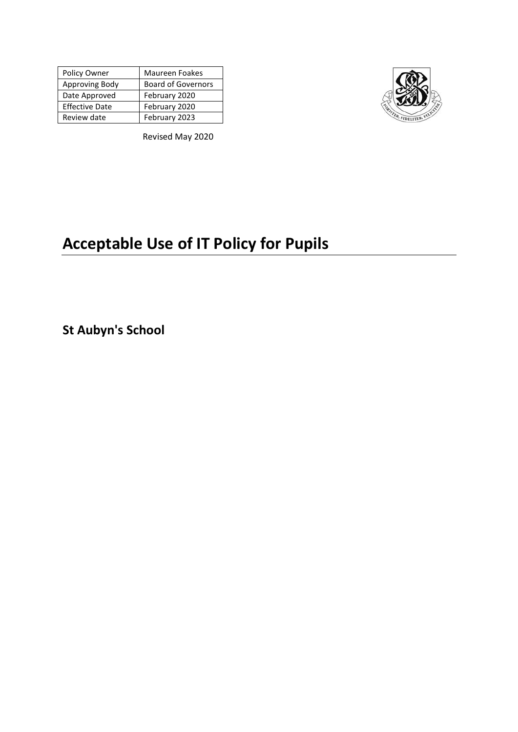| Policy Owner | Maureen Foakes |
| --- | --- |
| Approving Body | Board of Governors |
| Date Approved | February 2020 |
| Effective Date | February 2020 |
| Review date | February 2023 |

Revised May 2020

# Acceptable Use of IT Policy for Pupils

## St Aubyn's School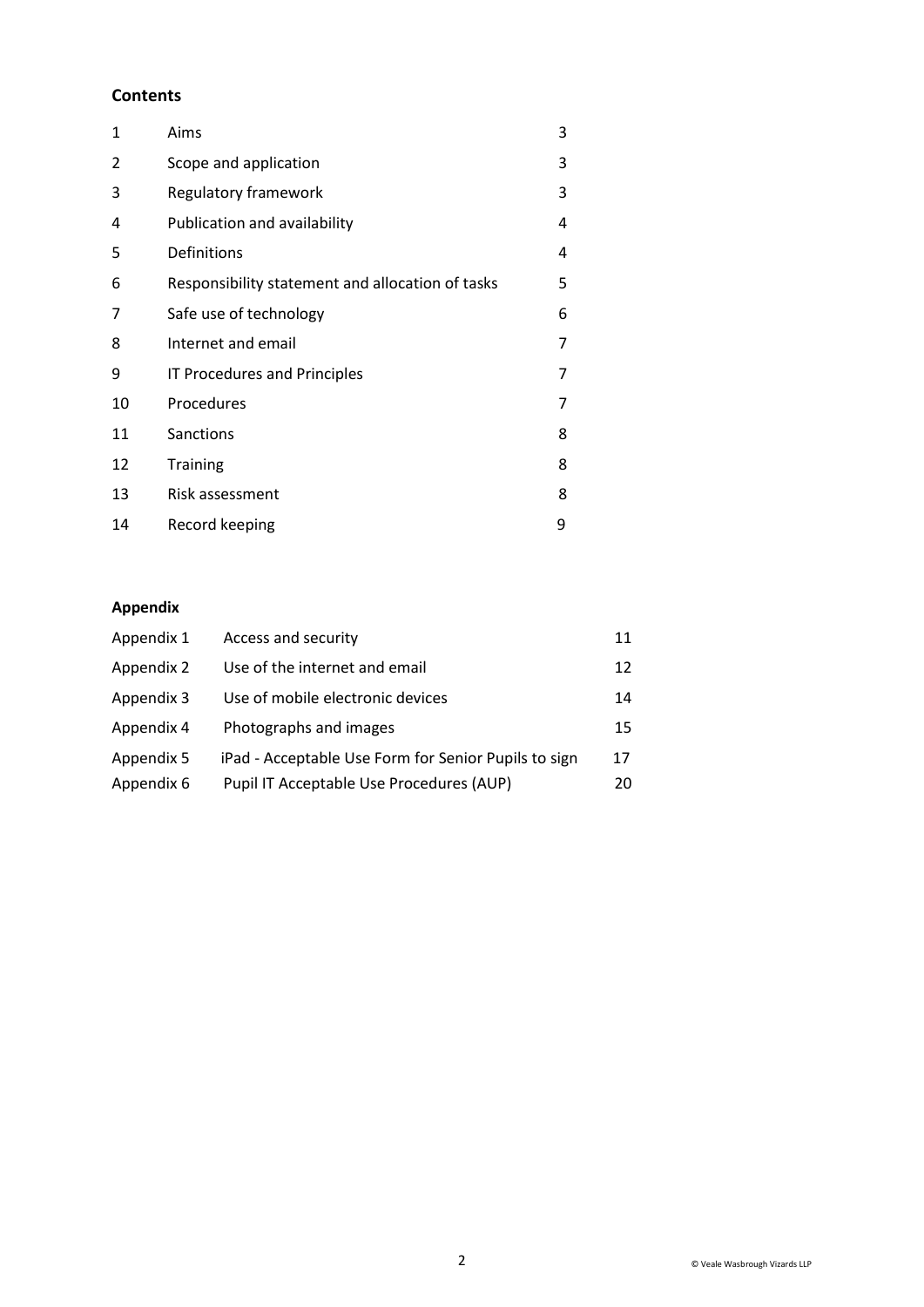## Contents

| | | |
|---|---|---|
| 1 | Aims | 3 |
| 2 | Scope and application | 3 |
| 3 | Regulatory framework | 3 |
| 4 | Publication and availability | 4 |
| 5 | Definitions | 4 |
| 6 | Responsibility statement and allocation of tasks | 5 |
| 7 | Safe use of technology | 6 |
| 8 | Internet and email | 7 |
| 9 | IT Procedures and Principles | 7 |
| 10 | Procedures | 7 |
| 11 | Sanctions | 8 |
| 12 | Training | 8 |
| 13 | Risk assessment | 8 |
| 14 | Record keeping | 9 |

## Appendix

| | | |
|---|---|---|
| Appendix 1 | Access and security | 11 |
| Appendix 2 | Use of the internet and email | 12 |
| Appendix 3 | Use of mobile electronic devices | 14 |
| Appendix 4 | Photographs and images | 15 |
| Appendix 5 | iPad - Acceptable Use Form for Senior Pupils to sign | 17 |
| Appendix 6 | Pupil IT Acceptable Use Procedures (AUP) | 20 |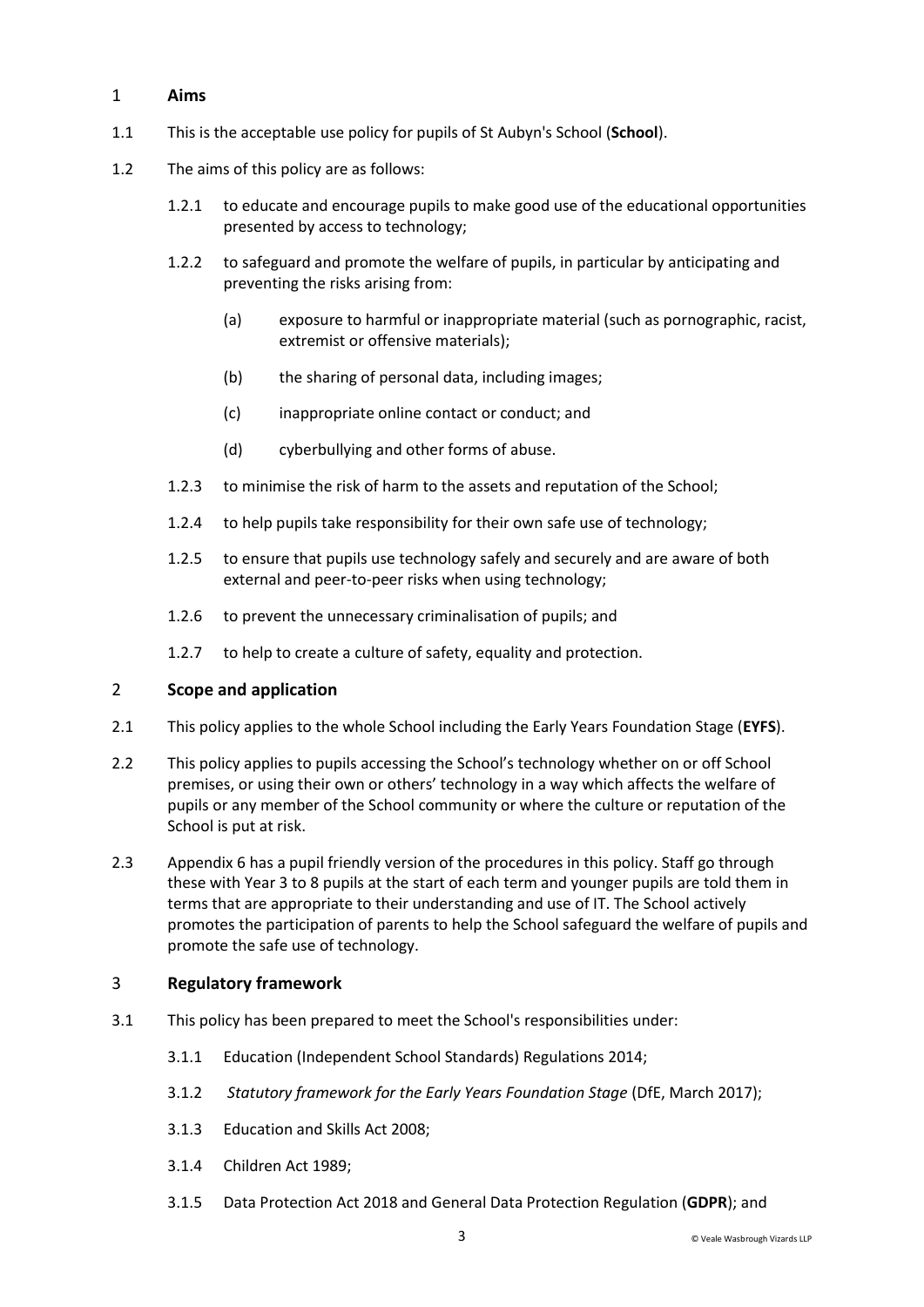## 1 Aims

1.1 This is the acceptable use policy for pupils of St Aubyn's School (**School**).

1.2 The aims of this policy are as follows:

1.2.1 to educate and encourage pupils to make good use of the educational opportunities presented by access to technology;

1.2.2 to safeguard and promote the welfare of pupils, in particular by anticipating and preventing the risks arising from:

(a) exposure to harmful or inappropriate material (such as pornographic, racist, extremist or offensive materials);

(b) the sharing of personal data, including images;

(c) inappropriate online contact or conduct; and

(d) cyberbullying and other forms of abuse.

1.2.3 to minimise the risk of harm to the assets and reputation of the School;

1.2.4 to help pupils take responsibility for their own safe use of technology;

1.2.5 to ensure that pupils use technology safely and securely and are aware of both external and peer-to-peer risks when using technology;

1.2.6 to prevent the unnecessary criminalisation of pupils; and

1.2.7 to help to create a culture of safety, equality and protection.

## 2 Scope and application

2.1 This policy applies to the whole School including the Early Years Foundation Stage (**EYFS**).

2.2 This policy applies to pupils accessing the School's technology whether on or off School premises, or using their own or others' technology in a way which affects the welfare of pupils or any member of the School community or where the culture or reputation of the School is put at risk.

2.3 Appendix 6 has a pupil friendly version of the procedures in this policy. Staff go through these with Year 3 to 8 pupils at the start of each term and younger pupils are told them in terms that are appropriate to their understanding and use of IT. The School actively promotes the participation of parents to help the School safeguard the welfare of pupils and promote the safe use of technology.

## 3 Regulatory framework

3.1 This policy has been prepared to meet the School's responsibilities under:

3.1.1 Education (Independent School Standards) Regulations 2014;

3.1.2 *Statutory framework for the Early Years Foundation Stage* (DfE, March 2017);

3.1.3 Education and Skills Act 2008;

3.1.4 Children Act 1989;

3.1.5 Data Protection Act 2018 and General Data Protection Regulation (**GDPR**); and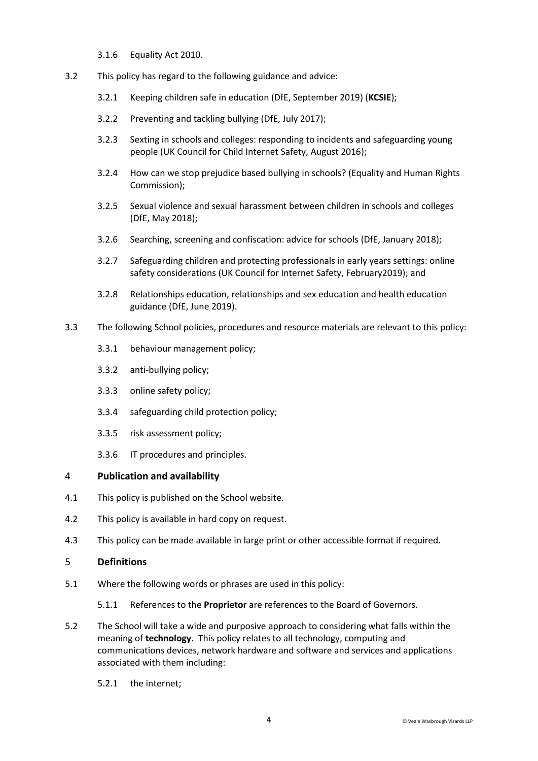3.1.6 Equality Act 2010.

3.2 This policy has regard to the following guidance and advice:

3.2.1 Keeping children safe in education (DfE, September 2019) (**KCSIE**);

3.2.2 Preventing and tackling bullying (DfE, July 2017);

3.2.3 Sexting in schools and colleges: responding to incidents and safeguarding young people (UK Council for Child Internet Safety, August 2016);

3.2.4 How can we stop prejudice based bullying in schools? (Equality and Human Rights Commission);

3.2.5 Sexual violence and sexual harassment between children in schools and colleges (DfE, May 2018);

3.2.6 Searching, screening and confiscation: advice for schools (DfE, January 2018);

3.2.7 Safeguarding children and protecting professionals in early years settings: online safety considerations (UK Council for Internet Safety, February2019); and

3.2.8 Relationships education, relationships and sex education and health education guidance (DfE, June 2019).

3.3 The following School policies, procedures and resource materials are relevant to this policy:

3.3.1 behaviour management policy;

3.3.2 anti-bullying policy;

3.3.3 online safety policy;

3.3.4 safeguarding child protection policy;

3.3.5 risk assessment policy;

3.3.6 IT procedures and principles.

## 4 Publication and availability

4.1 This policy is published on the School website.

4.2 This policy is available in hard copy on request.

4.3 This policy can be made available in large print or other accessible format if required.

## 5 Definitions

5.1 Where the following words or phrases are used in this policy:

5.1.1 References to the **Proprietor** are references to the Board of Governors.

5.2 The School will take a wide and purposive approach to considering what falls within the meaning of **technology**. This policy relates to all technology, computing and communications devices, network hardware and software and services and applications associated with them including:

5.2.1 the internet;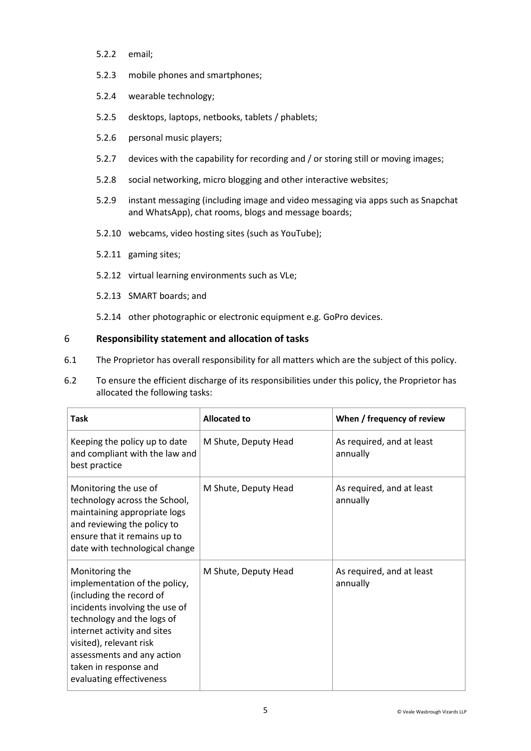5.2.2 email;

5.2.3 mobile phones and smartphones;

5.2.4 wearable technology;

5.2.5 desktops, laptops, netbooks, tablets / phablets;

5.2.6 personal music players;

5.2.7 devices with the capability for recording and / or storing still or moving images;

5.2.8 social networking, micro blogging and other interactive websites;

5.2.9 instant messaging (including image and video messaging via apps such as Snapchat and WhatsApp), chat rooms, blogs and message boards;

5.2.10 webcams, video hosting sites (such as YouTube);

5.2.11 gaming sites;

5.2.12 virtual learning environments such as VLe;

5.2.13 SMART boards; and

5.2.14 other photographic or electronic equipment e.g. GoPro devices.

## 6 Responsibility statement and allocation of tasks

6.1 The Proprietor has overall responsibility for all matters which are the subject of this policy.

6.2 To ensure the efficient discharge of its responsibilities under this policy, the Proprietor has allocated the following tasks:

| Task | Allocated to | When / frequency of review |
|---|---|---|
| Keeping the policy up to date and compliant with the law and best practice | M Shute, Deputy Head | As required, and at least annually |
| Monitoring the use of technology across the School, maintaining appropriate logs and reviewing the policy to ensure that it remains up to date with technological change | M Shute, Deputy Head | As required, and at least annually |
| Monitoring the implementation of the policy, (including the record of incidents involving the use of technology and the logs of internet activity and sites visited), relevant risk assessments and any action taken in response and evaluating effectiveness | M Shute, Deputy Head | As required, and at least annually |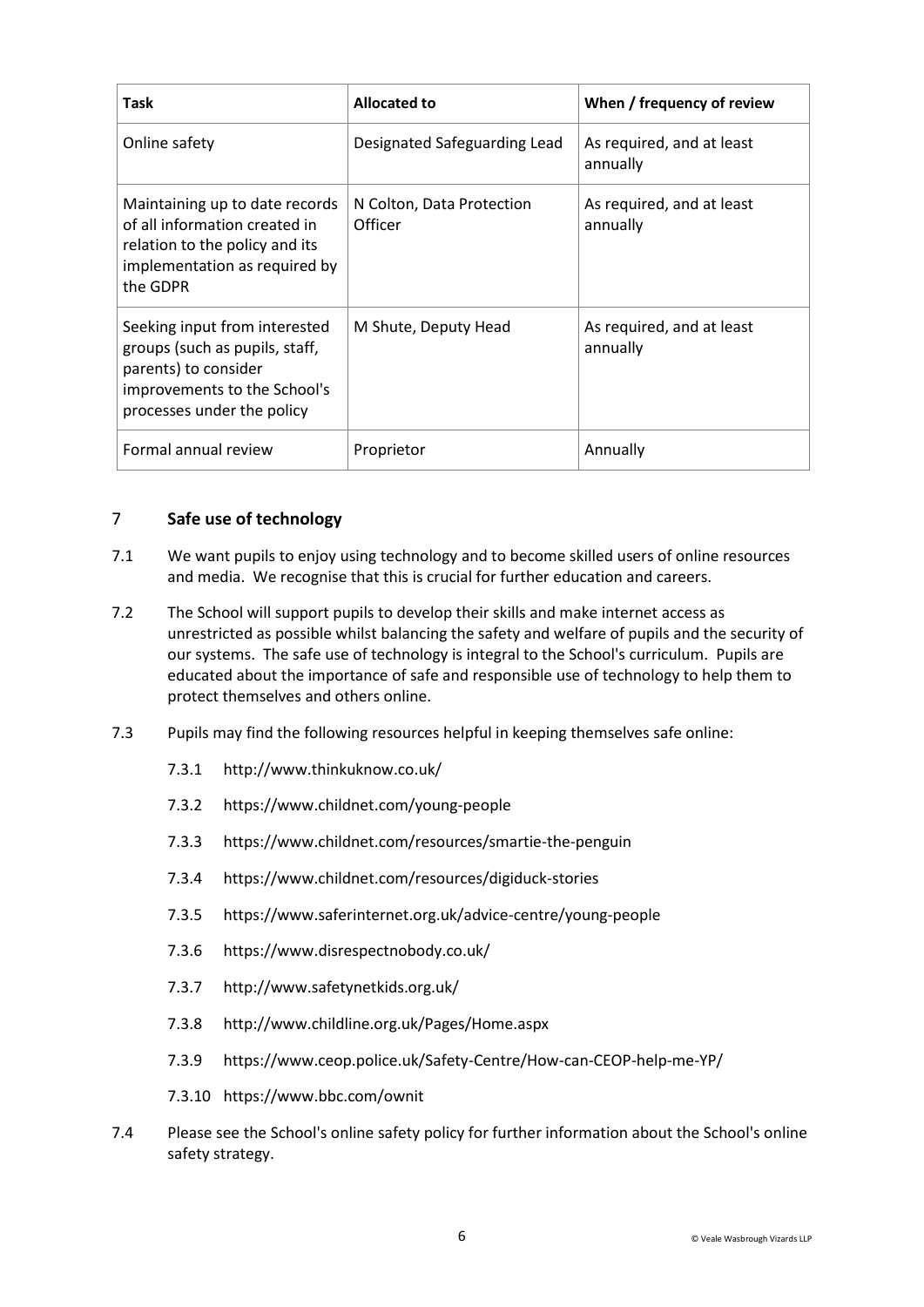| Task | Allocated to | When / frequency of review |
|---|---|---|
| Online safety | Designated Safeguarding Lead | As required, and at least annually |
| Maintaining up to date records of all information created in relation to the policy and its implementation as required by the GDPR | N Colton, Data Protection Officer | As required, and at least annually |
| Seeking input from interested groups (such as pupils, staff, parents) to consider improvements to the School's processes under the policy | M Shute, Deputy Head | As required, and at least annually |
| Formal annual review | Proprietor | Annually |

## 7 Safe use of technology

7.1 We want pupils to enjoy using technology and to become skilled users of online resources and media. We recognise that this is crucial for further education and careers.

7.2 The School will support pupils to develop their skills and make internet access as unrestricted as possible whilst balancing the safety and welfare of pupils and the security of our systems. The safe use of technology is integral to the School's curriculum. Pupils are educated about the importance of safe and responsible use of technology to help them to protect themselves and others online.

7.3 Pupils may find the following resources helpful in keeping themselves safe online:

7.3.1 http://www.thinkuknow.co.uk/

7.3.2 https://www.childnet.com/young-people

7.3.3 https://www.childnet.com/resources/smartie-the-penguin

7.3.4 https://www.childnet.com/resources/digiduck-stories

7.3.5 https://www.saferinternet.org.uk/advice-centre/young-people

7.3.6 https://www.disrespectnobody.co.uk/

7.3.7 http://www.safetynetkids.org.uk/

7.3.8 http://www.childline.org.uk/Pages/Home.aspx

7.3.9 https://www.ceop.police.uk/Safety-Centre/How-can-CEOP-help-me-YP/

7.3.10 https://www.bbc.com/ownit

7.4 Please see the School's online safety policy for further information about the School's online safety strategy.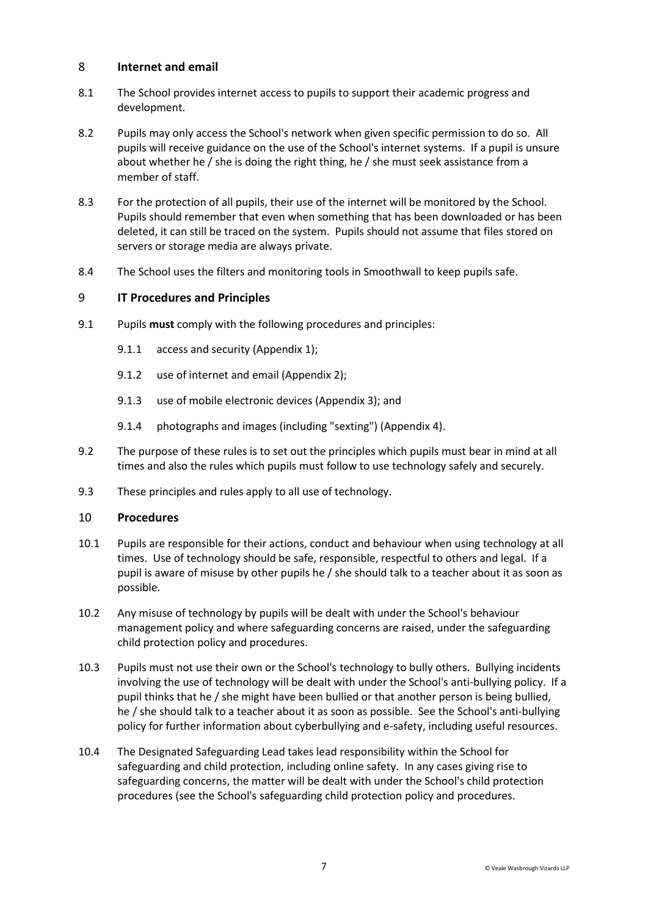## 8 Internet and email

8.1 The School provides internet access to pupils to support their academic progress and development.

8.2 Pupils may only access the School's network when given specific permission to do so. All pupils will receive guidance on the use of the School's internet systems. If a pupil is unsure about whether he / she is doing the right thing, he / she must seek assistance from a member of staff.

8.3 For the protection of all pupils, their use of the internet will be monitored by the School. Pupils should remember that even when something that has been downloaded or has been deleted, it can still be traced on the system. Pupils should not assume that files stored on servers or storage media are always private.

8.4 The School uses the filters and monitoring tools in Smoothwall to keep pupils safe.

## 9 IT Procedures and Principles

9.1 Pupils **must** comply with the following procedures and principles:

- 9.1.1 access and security (Appendix 1);
- 9.1.2 use of internet and email (Appendix 2);
- 9.1.3 use of mobile electronic devices (Appendix 3); and
- 9.1.4 photographs and images (including "sexting") (Appendix 4).

9.2 The purpose of these rules is to set out the principles which pupils must bear in mind at all times and also the rules which pupils must follow to use technology safely and securely.

9.3 These principles and rules apply to all use of technology.

## 10 Procedures

10.1 Pupils are responsible for their actions, conduct and behaviour when using technology at all times. Use of technology should be safe, responsible, respectful to others and legal. If a pupil is aware of misuse by other pupils he / she should talk to a teacher about it as soon as possible.

10.2 Any misuse of technology by pupils will be dealt with under the School's behaviour management policy and where safeguarding concerns are raised, under the safeguarding child protection policy and procedures.

10.3 Pupils must not use their own or the School's technology to bully others. Bullying incidents involving the use of technology will be dealt with under the School's anti-bullying policy. If a pupil thinks that he / she might have been bullied or that another person is being bullied, he / she should talk to a teacher about it as soon as possible. See the School's anti-bullying policy for further information about cyberbullying and e-safety, including useful resources.

10.4 The Designated Safeguarding Lead takes lead responsibility within the School for safeguarding and child protection, including online safety. In any cases giving rise to safeguarding concerns, the matter will be dealt with under the School's child protection procedures (see the School's safeguarding child protection policy and procedures.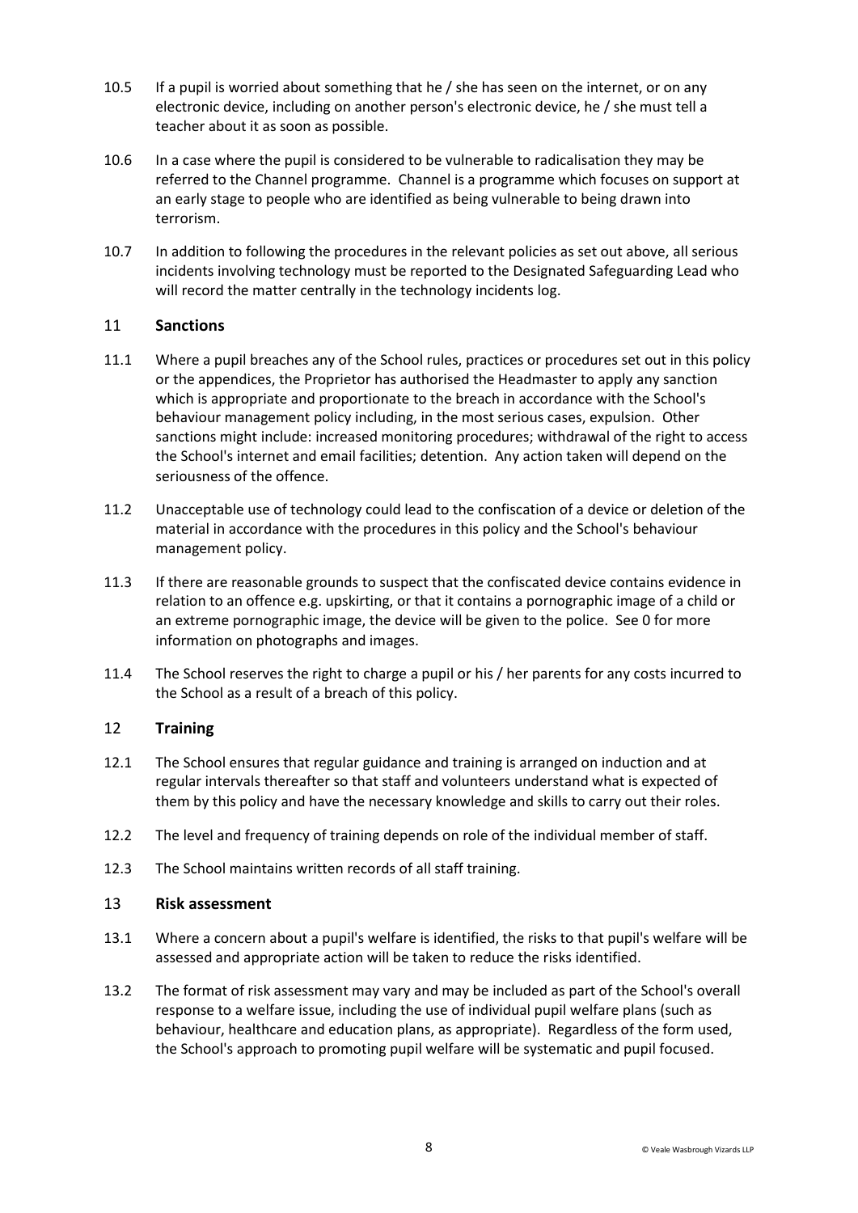10.5 If a pupil is worried about something that he / she has seen on the internet, or on any electronic device, including on another person's electronic device, he / she must tell a teacher about it as soon as possible.

10.6 In a case where the pupil is considered to be vulnerable to radicalisation they may be referred to the Channel programme. Channel is a programme which focuses on support at an early stage to people who are identified as being vulnerable to being drawn into terrorism.

10.7 In addition to following the procedures in the relevant policies as set out above, all serious incidents involving technology must be reported to the Designated Safeguarding Lead who will record the matter centrally in the technology incidents log.

## 11 Sanctions

11.1 Where a pupil breaches any of the School rules, practices or procedures set out in this policy or the appendices, the Proprietor has authorised the Headmaster to apply any sanction which is appropriate and proportionate to the breach in accordance with the School's behaviour management policy including, in the most serious cases, expulsion. Other sanctions might include: increased monitoring procedures; withdrawal of the right to access the School's internet and email facilities; detention. Any action taken will depend on the seriousness of the offence.

11.2 Unacceptable use of technology could lead to the confiscation of a device or deletion of the material in accordance with the procedures in this policy and the School's behaviour management policy.

11.3 If there are reasonable grounds to suspect that the confiscated device contains evidence in relation to an offence e.g. upskirting, or that it contains a pornographic image of a child or an extreme pornographic image, the device will be given to the police. See 0 for more information on photographs and images.

11.4 The School reserves the right to charge a pupil or his / her parents for any costs incurred to the School as a result of a breach of this policy.

## 12 Training

12.1 The School ensures that regular guidance and training is arranged on induction and at regular intervals thereafter so that staff and volunteers understand what is expected of them by this policy and have the necessary knowledge and skills to carry out their roles.

12.2 The level and frequency of training depends on role of the individual member of staff.

12.3 The School maintains written records of all staff training.

## 13 Risk assessment

13.1 Where a concern about a pupil's welfare is identified, the risks to that pupil's welfare will be assessed and appropriate action will be taken to reduce the risks identified.

13.2 The format of risk assessment may vary and may be included as part of the School's overall response to a welfare issue, including the use of individual pupil welfare plans (such as behaviour, healthcare and education plans, as appropriate). Regardless of the form used, the School's approach to promoting pupil welfare will be systematic and pupil focused.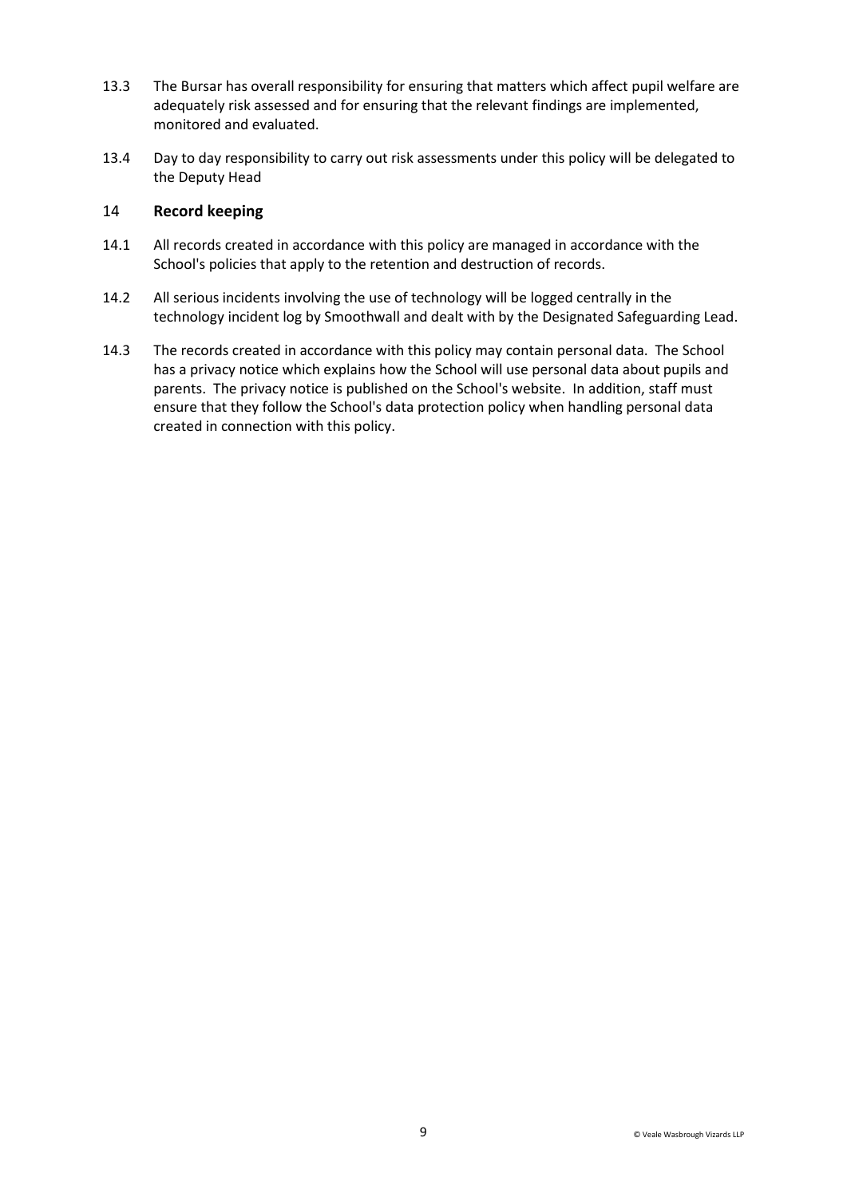13.3 The Bursar has overall responsibility for ensuring that matters which affect pupil welfare are adequately risk assessed and for ensuring that the relevant findings are implemented, monitored and evaluated.

13.4 Day to day responsibility to carry out risk assessments under this policy will be delegated to the Deputy Head

## 14 Record keeping

14.1 All records created in accordance with this policy are managed in accordance with the School's policies that apply to the retention and destruction of records.

14.2 All serious incidents involving the use of technology will be logged centrally in the technology incident log by Smoothwall and dealt with by the Designated Safeguarding Lead.

14.3 The records created in accordance with this policy may contain personal data. The School has a privacy notice which explains how the School will use personal data about pupils and parents. The privacy notice is published on the School's website. In addition, staff must ensure that they follow the School's data protection policy when handling personal data created in connection with this policy.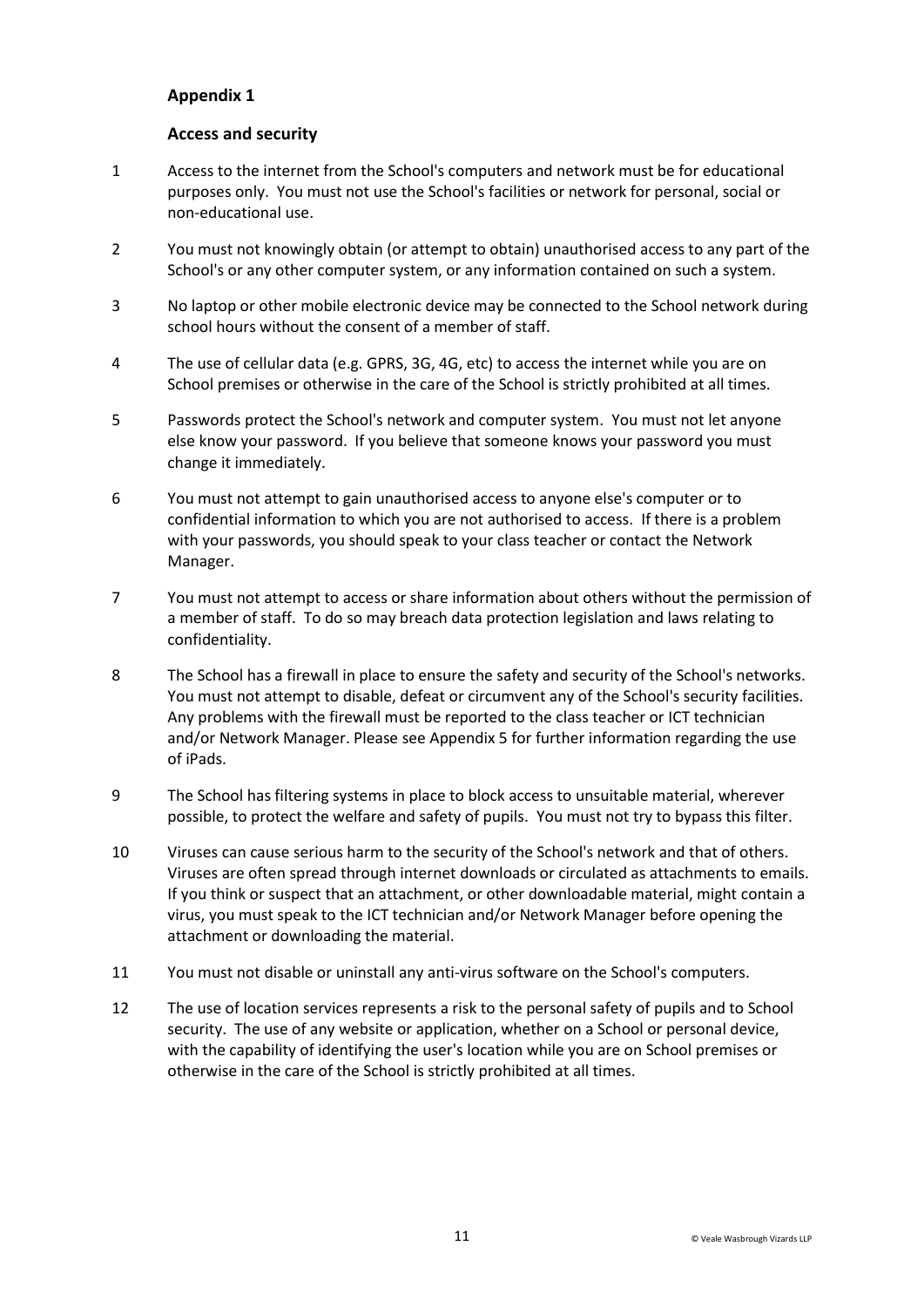## Appendix 1

### Access and security

1. Access to the internet from the School's computers and network must be for educational purposes only. You must not use the School's facilities or network for personal, social or non-educational use.

2. You must not knowingly obtain (or attempt to obtain) unauthorised access to any part of the School's or any other computer system, or any information contained on such a system.

3. No laptop or other mobile electronic device may be connected to the School network during school hours without the consent of a member of staff.

4. The use of cellular data (e.g. GPRS, 3G, 4G, etc) to access the internet while you are on School premises or otherwise in the care of the School is strictly prohibited at all times.

5. Passwords protect the School's network and computer system. You must not let anyone else know your password. If you believe that someone knows your password you must change it immediately.

6. You must not attempt to gain unauthorised access to anyone else's computer or to confidential information to which you are not authorised to access. If there is a problem with your passwords, you should speak to your class teacher or contact the Network Manager.

7. You must not attempt to access or share information about others without the permission of a member of staff. To do so may breach data protection legislation and laws relating to confidentiality.

8. The School has a firewall in place to ensure the safety and security of the School's networks. You must not attempt to disable, defeat or circumvent any of the School's security facilities. Any problems with the firewall must be reported to the class teacher or ICT technician and/or Network Manager. Please see Appendix 5 for further information regarding the use of iPads.

9. The School has filtering systems in place to block access to unsuitable material, wherever possible, to protect the welfare and safety of pupils. You must not try to bypass this filter.

10. Viruses can cause serious harm to the security of the School's network and that of others. Viruses are often spread through internet downloads or circulated as attachments to emails. If you think or suspect that an attachment, or other downloadable material, might contain a virus, you must speak to the ICT technician and/or Network Manager before opening the attachment or downloading the material.

11. You must not disable or uninstall any anti-virus software on the School's computers.

12. The use of location services represents a risk to the personal safety of pupils and to School security. The use of any website or application, whether on a School or personal device, with the capability of identifying the user's location while you are on School premises or otherwise in the care of the School is strictly prohibited at all times.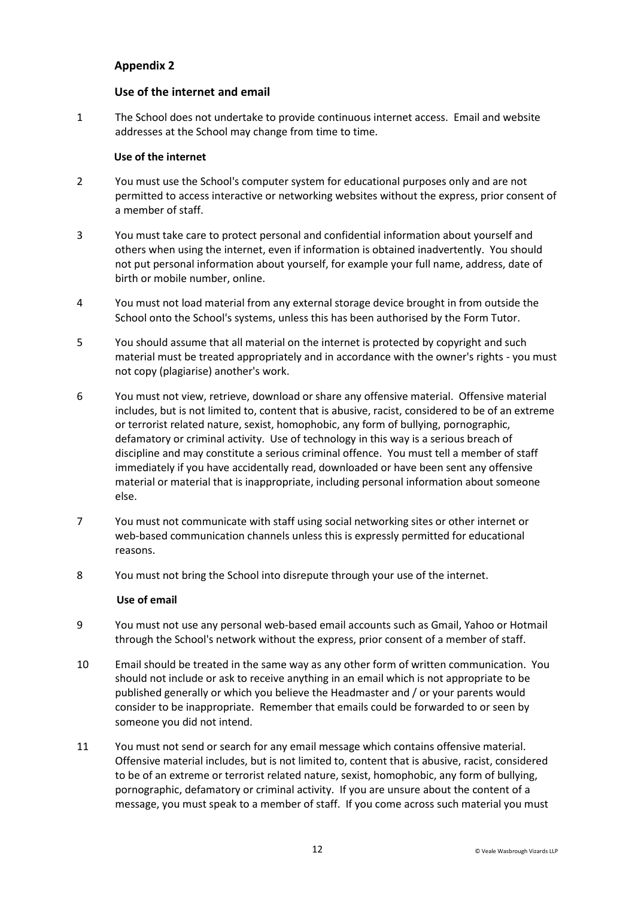## Appendix 2

### Use of the internet and email

1 The School does not undertake to provide continuous internet access. Email and website addresses at the School may change from time to time.

#### Use of the internet

2 You must use the School's computer system for educational purposes only and are not permitted to access interactive or networking websites without the express, prior consent of a member of staff.

3 You must take care to protect personal and confidential information about yourself and others when using the internet, even if information is obtained inadvertently. You should not put personal information about yourself, for example your full name, address, date of birth or mobile number, online.

4 You must not load material from any external storage device brought in from outside the School onto the School's systems, unless this has been authorised by the Form Tutor.

5 You should assume that all material on the internet is protected by copyright and such material must be treated appropriately and in accordance with the owner's rights - you must not copy (plagiarise) another's work.

6 You must not view, retrieve, download or share any offensive material. Offensive material includes, but is not limited to, content that is abusive, racist, considered to be of an extreme or terrorist related nature, sexist, homophobic, any form of bullying, pornographic, defamatory or criminal activity. Use of technology in this way is a serious breach of discipline and may constitute a serious criminal offence. You must tell a member of staff immediately if you have accidentally read, downloaded or have been sent any offensive material or material that is inappropriate, including personal information about someone else.

7 You must not communicate with staff using social networking sites or other internet or web-based communication channels unless this is expressly permitted for educational reasons.

8 You must not bring the School into disrepute through your use of the internet.

#### Use of email

9 You must not use any personal web-based email accounts such as Gmail, Yahoo or Hotmail through the School's network without the express, prior consent of a member of staff.

10 Email should be treated in the same way as any other form of written communication. You should not include or ask to receive anything in an email which is not appropriate to be published generally or which you believe the Headmaster and / or your parents would consider to be inappropriate. Remember that emails could be forwarded to or seen by someone you did not intend.

11 You must not send or search for any email message which contains offensive material. Offensive material includes, but is not limited to, content that is abusive, racist, considered to be of an extreme or terrorist related nature, sexist, homophobic, any form of bullying, pornographic, defamatory or criminal activity. If you are unsure about the content of a message, you must speak to a member of staff. If you come across such material you must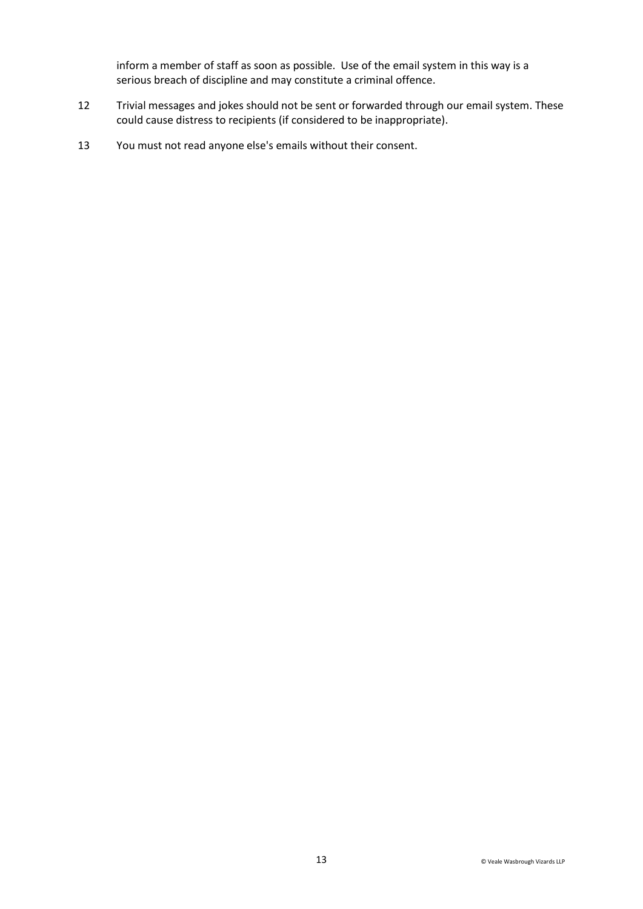inform a member of staff as soon as possible. Use of the email system in this way is a serious breach of discipline and may constitute a criminal offence.

12 Trivial messages and jokes should not be sent or forwarded through our email system. These could cause distress to recipients (if considered to be inappropriate).

13 You must not read anyone else's emails without their consent.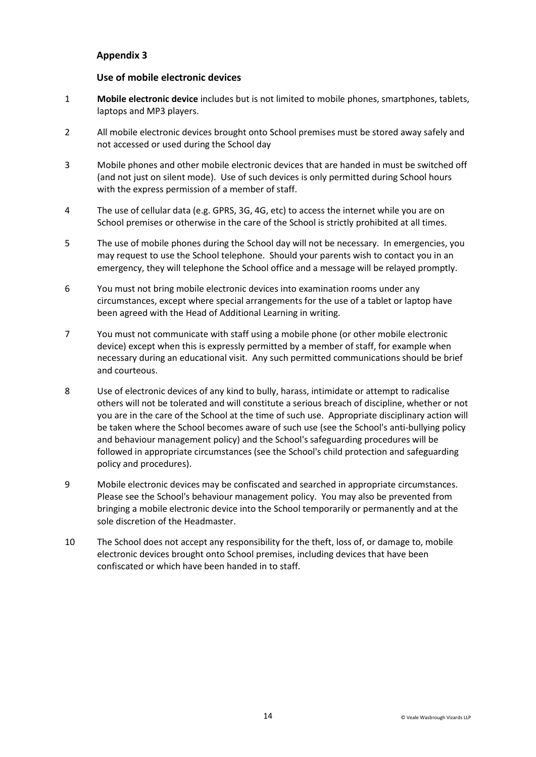## Appendix 3

### Use of mobile electronic devices

1. **Mobile electronic device** includes but is not limited to mobile phones, smartphones, tablets, laptops and MP3 players.

2. All mobile electronic devices brought onto School premises must be stored away safely and not accessed or used during the School day

3. Mobile phones and other mobile electronic devices that are handed in must be switched off (and not just on silent mode). Use of such devices is only permitted during School hours with the express permission of a member of staff.

4. The use of cellular data (e.g. GPRS, 3G, 4G, etc) to access the internet while you are on School premises or otherwise in the care of the School is strictly prohibited at all times.

5. The use of mobile phones during the School day will not be necessary. In emergencies, you may request to use the School telephone. Should your parents wish to contact you in an emergency, they will telephone the School office and a message will be relayed promptly.

6. You must not bring mobile electronic devices into examination rooms under any circumstances, except where special arrangements for the use of a tablet or laptop have been agreed with the Head of Additional Learning in writing.

7. You must not communicate with staff using a mobile phone (or other mobile electronic device) except when this is expressly permitted by a member of staff, for example when necessary during an educational visit. Any such permitted communications should be brief and courteous.

8. Use of electronic devices of any kind to bully, harass, intimidate or attempt to radicalise others will not be tolerated and will constitute a serious breach of discipline, whether or not you are in the care of the School at the time of such use. Appropriate disciplinary action will be taken where the School becomes aware of such use (see the School's anti-bullying policy and behaviour management policy) and the School's safeguarding procedures will be followed in appropriate circumstances (see the School's child protection and safeguarding policy and procedures).

9. Mobile electronic devices may be confiscated and searched in appropriate circumstances. Please see the School's behaviour management policy. You may also be prevented from bringing a mobile electronic device into the School temporarily or permanently and at the sole discretion of the Headmaster.

10. The School does not accept any responsibility for the theft, loss of, or damage to, mobile electronic devices brought onto School premises, including devices that have been confiscated or which have been handed in to staff.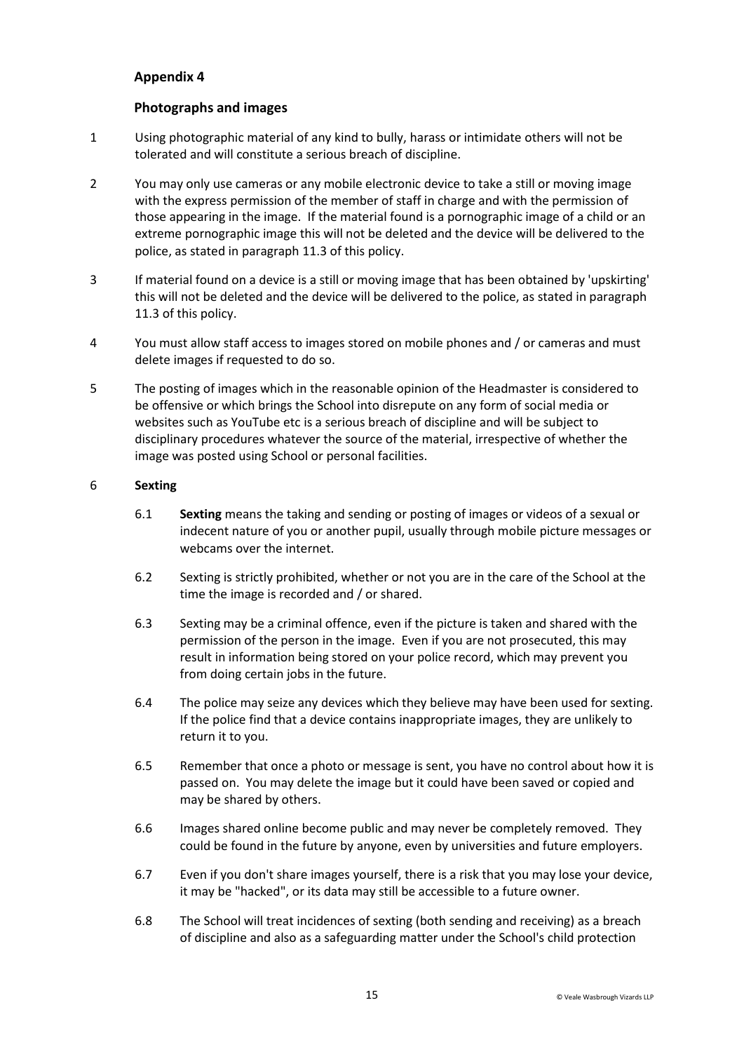## Appendix 4

### Photographs and images

1 Using photographic material of any kind to bully, harass or intimidate others will not be tolerated and will constitute a serious breach of discipline.

2 You may only use cameras or any mobile electronic device to take a still or moving image with the express permission of the member of staff in charge and with the permission of those appearing in the image. If the material found is a pornographic image of a child or an extreme pornographic image this will not be deleted and the device will be delivered to the police, as stated in paragraph 11.3 of this policy.

3 If material found on a device is a still or moving image that has been obtained by 'upskirting' this will not be deleted and the device will be delivered to the police, as stated in paragraph 11.3 of this policy.

4 You must allow staff access to images stored on mobile phones and / or cameras and must delete images if requested to do so.

5 The posting of images which in the reasonable opinion of the Headmaster is considered to be offensive or which brings the School into disrepute on any form of social media or websites such as YouTube etc is a serious breach of discipline and will be subject to disciplinary procedures whatever the source of the material, irrespective of whether the image was posted using School or personal facilities.

6 **Sexting**

6.1 **Sexting** means the taking and sending or posting of images or videos of a sexual or indecent nature of you or another pupil, usually through mobile picture messages or webcams over the internet.

6.2 Sexting is strictly prohibited, whether or not you are in the care of the School at the time the image is recorded and / or shared.

6.3 Sexting may be a criminal offence, even if the picture is taken and shared with the permission of the person in the image. Even if you are not prosecuted, this may result in information being stored on your police record, which may prevent you from doing certain jobs in the future.

6.4 The police may seize any devices which they believe may have been used for sexting. If the police find that a device contains inappropriate images, they are unlikely to return it to you.

6.5 Remember that once a photo or message is sent, you have no control about how it is passed on. You may delete the image but it could have been saved or copied and may be shared by others.

6.6 Images shared online become public and may never be completely removed. They could be found in the future by anyone, even by universities and future employers.

6.7 Even if you don't share images yourself, there is a risk that you may lose your device, it may be "hacked", or its data may still be accessible to a future owner.

6.8 The School will treat incidences of sexting (both sending and receiving) as a breach of discipline and also as a safeguarding matter under the School's child protection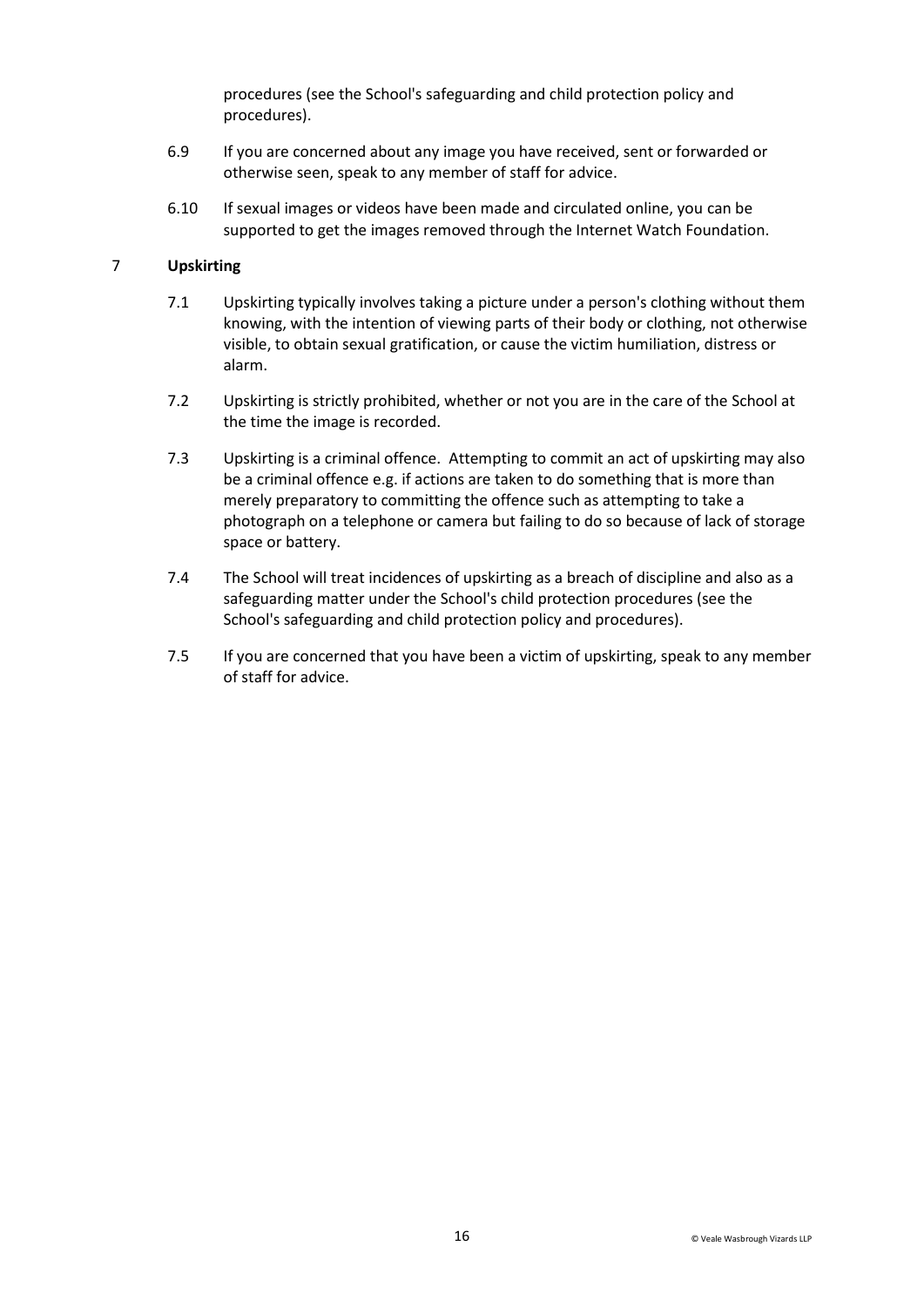procedures (see the School's safeguarding and child protection policy and procedures).

6.9 If you are concerned about any image you have received, sent or forwarded or otherwise seen, speak to any member of staff for advice.

6.10 If sexual images or videos have been made and circulated online, you can be supported to get the images removed through the Internet Watch Foundation.

## 7 Upskirting

7.1 Upskirting typically involves taking a picture under a person's clothing without them knowing, with the intention of viewing parts of their body or clothing, not otherwise visible, to obtain sexual gratification, or cause the victim humiliation, distress or alarm.

7.2 Upskirting is strictly prohibited, whether or not you are in the care of the School at the time the image is recorded.

7.3 Upskirting is a criminal offence. Attempting to commit an act of upskirting may also be a criminal offence e.g. if actions are taken to do something that is more than merely preparatory to committing the offence such as attempting to take a photograph on a telephone or camera but failing to do so because of lack of storage space or battery.

7.4 The School will treat incidences of upskirting as a breach of discipline and also as a safeguarding matter under the School's child protection procedures (see the School's safeguarding and child protection policy and procedures).

7.5 If you are concerned that you have been a victim of upskirting, speak to any member of staff for advice.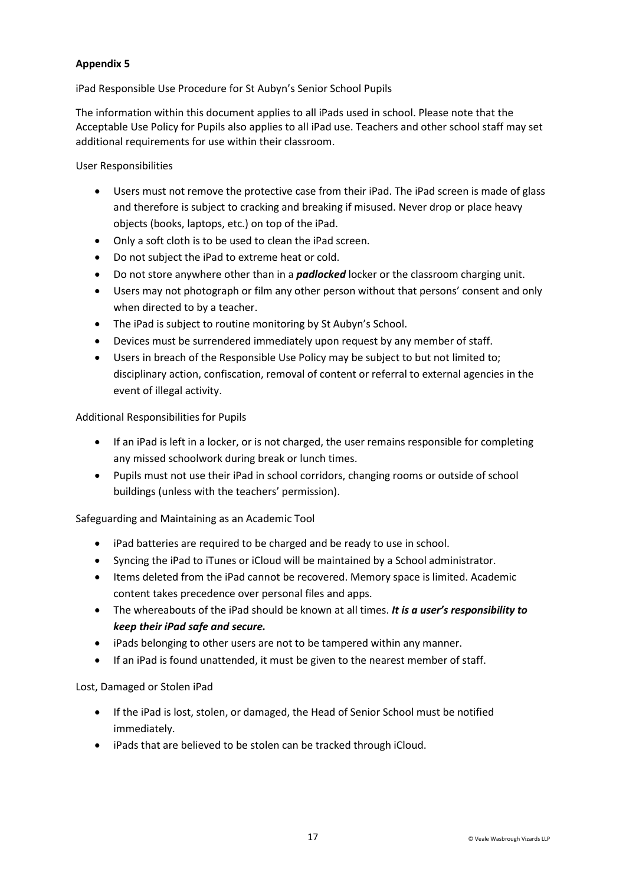**Appendix 5**

iPad Responsible Use Procedure for St Aubyn's Senior School Pupils

The information within this document applies to all iPads used in school. Please note that the Acceptable Use Policy for Pupils also applies to all iPad use. Teachers and other school staff may set additional requirements for use within their classroom.

User Responsibilities

- Users must not remove the protective case from their iPad. The iPad screen is made of glass and therefore is subject to cracking and breaking if misused. Never drop or place heavy objects (books, laptops, etc.) on top of the iPad.
- Only a soft cloth is to be used to clean the iPad screen.
- Do not subject the iPad to extreme heat or cold.
- Do not store anywhere other than in a ***padlocked*** locker or the classroom charging unit.
- Users may not photograph or film any other person without that persons' consent and only when directed to by a teacher.
- The iPad is subject to routine monitoring by St Aubyn's School.
- Devices must be surrendered immediately upon request by any member of staff.
- Users in breach of the Responsible Use Policy may be subject to but not limited to; disciplinary action, confiscation, removal of content or referral to external agencies in the event of illegal activity.

Additional Responsibilities for Pupils

- If an iPad is left in a locker, or is not charged, the user remains responsible for completing any missed schoolwork during break or lunch times.
- Pupils must not use their iPad in school corridors, changing rooms or outside of school buildings (unless with the teachers' permission).

Safeguarding and Maintaining as an Academic Tool

- iPad batteries are required to be charged and be ready to use in school.
- Syncing the iPad to iTunes or iCloud will be maintained by a School administrator.
- Items deleted from the iPad cannot be recovered. Memory space is limited. Academic content takes precedence over personal files and apps.
- The whereabouts of the iPad should be known at all times. ***It is a user's responsibility to keep their iPad safe and secure.***
- iPads belonging to other users are not to be tampered within any manner.
- If an iPad is found unattended, it must be given to the nearest member of staff.

Lost, Damaged or Stolen iPad

- If the iPad is lost, stolen, or damaged, the Head of Senior School must be notified immediately.
- iPads that are believed to be stolen can be tracked through iCloud.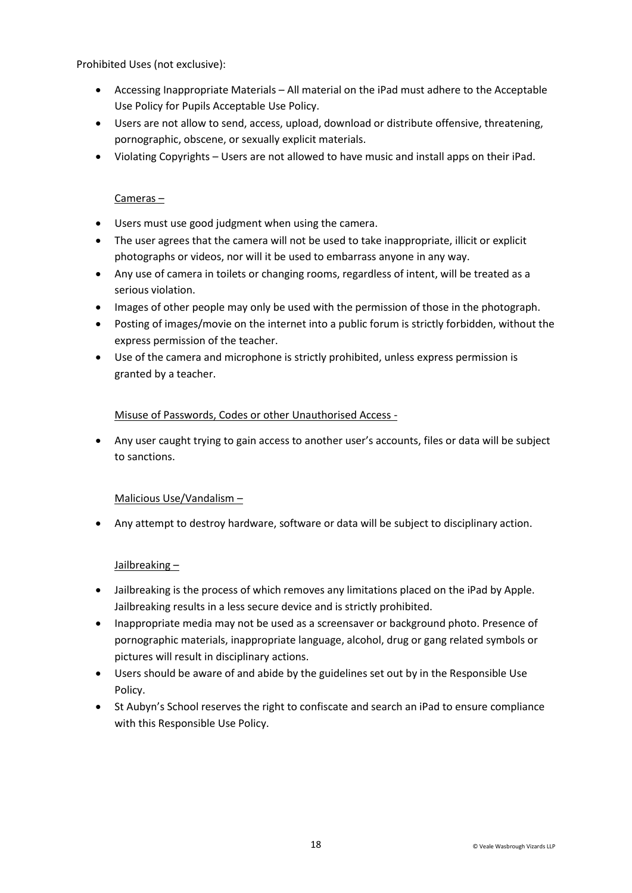Prohibited Uses (not exclusive):

- Accessing Inappropriate Materials – All material on the iPad must adhere to the Acceptable Use Policy for Pupils Acceptable Use Policy.
- Users are not allow to send, access, upload, download or distribute offensive, threatening, pornographic, obscene, or sexually explicit materials.
- Violating Copyrights – Users are not allowed to have music and install apps on their iPad.

<u>Cameras –</u>

- Users must use good judgment when using the camera.
- The user agrees that the camera will not be used to take inappropriate, illicit or explicit photographs or videos, nor will it be used to embarrass anyone in any way.
- Any use of camera in toilets or changing rooms, regardless of intent, will be treated as a serious violation.
- Images of other people may only be used with the permission of those in the photograph.
- Posting of images/movie on the internet into a public forum is strictly forbidden, without the express permission of the teacher.
- Use of the camera and microphone is strictly prohibited, unless express permission is granted by a teacher.

<u>Misuse of Passwords, Codes or other Unauthorised Access -</u>

- Any user caught trying to gain access to another user's accounts, files or data will be subject to sanctions.

<u>Malicious Use/Vandalism –</u>

- Any attempt to destroy hardware, software or data will be subject to disciplinary action.

<u>Jailbreaking –</u>

- Jailbreaking is the process of which removes any limitations placed on the iPad by Apple. Jailbreaking results in a less secure device and is strictly prohibited.
- Inappropriate media may not be used as a screensaver or background photo. Presence of pornographic materials, inappropriate language, alcohol, drug or gang related symbols or pictures will result in disciplinary actions.
- Users should be aware of and abide by the guidelines set out by in the Responsible Use Policy.
- St Aubyn's School reserves the right to confiscate and search an iPad to ensure compliance with this Responsible Use Policy.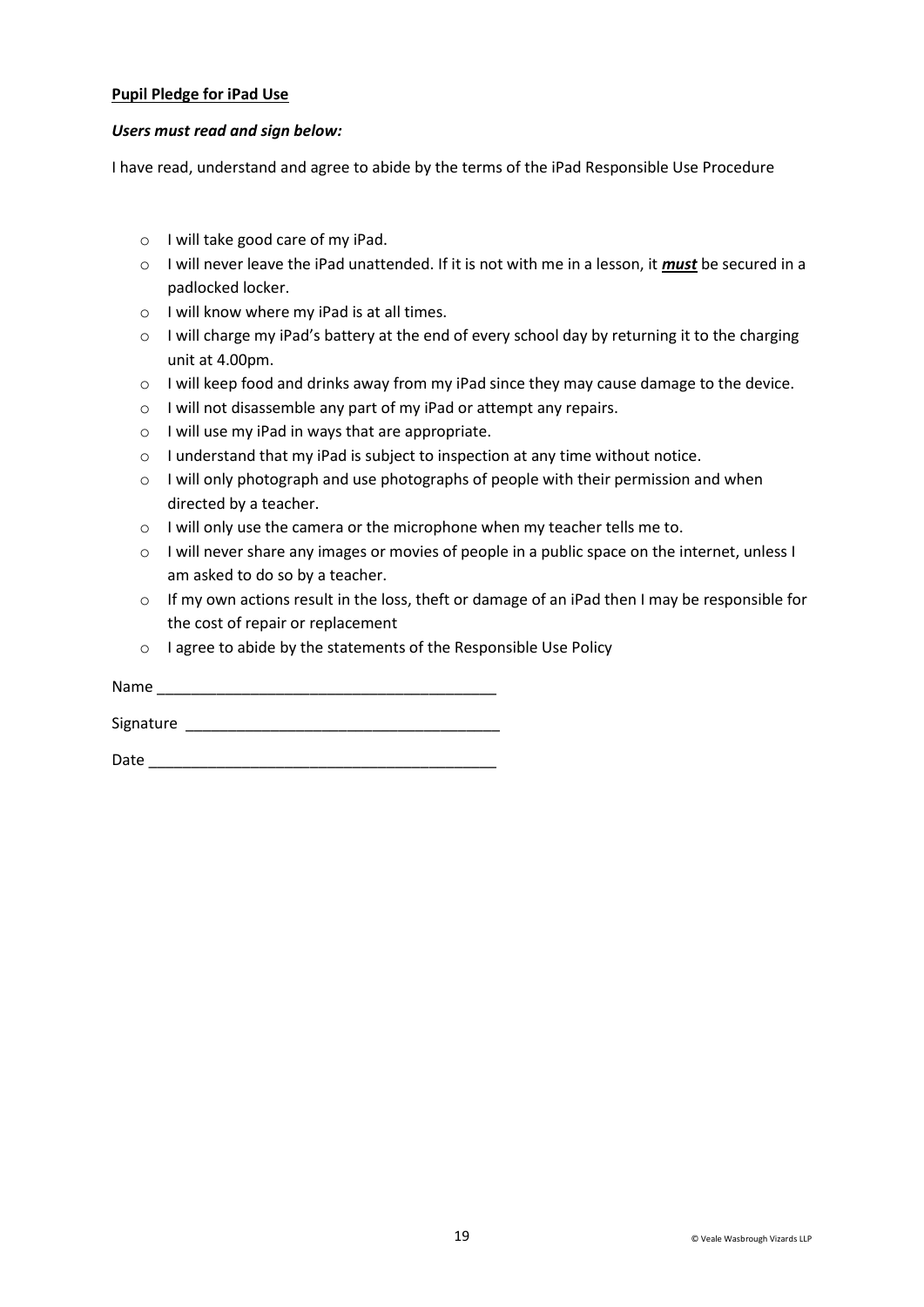**Pupil Pledge for iPad Use**

***Users must read and sign below:***

I have read, understand and agree to abide by the terms of the iPad Responsible Use Procedure

- I will take good care of my iPad.
- I will never leave the iPad unattended. If it is not with me in a lesson, it ***must*** be secured in a padlocked locker.
- I will know where my iPad is at all times.
- I will charge my iPad's battery at the end of every school day by returning it to the charging unit at 4.00pm.
- I will keep food and drinks away from my iPad since they may cause damage to the device.
- I will not disassemble any part of my iPad or attempt any repairs.
- I will use my iPad in ways that are appropriate.
- I understand that my iPad is subject to inspection at any time without notice.
- I will only photograph and use photographs of people with their permission and when directed by a teacher.
- I will only use the camera or the microphone when my teacher tells me to.
- I will never share any images or movies of people in a public space on the internet, unless I am asked to do so by a teacher.
- If my own actions result in the loss, theft or damage of an iPad then I may be responsible for the cost of repair or replacement
- I agree to abide by the statements of the Responsible Use Policy

Name ________________________________________

Signature _____________________________________

Date _________________________________________

© Veale Wasbrough Vizards LLP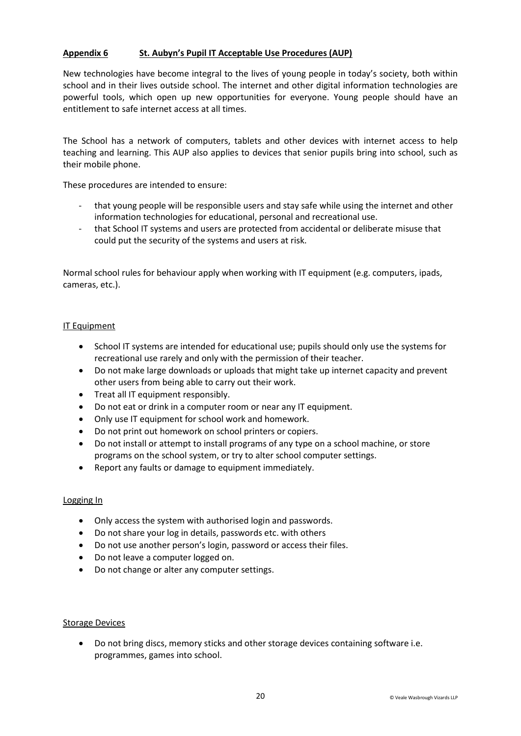**Appendix 6 St. Aubyn's Pupil IT Acceptable Use Procedures (AUP)**

New technologies have become integral to the lives of young people in today's society, both within school and in their lives outside school. The internet and other digital information technologies are powerful tools, which open up new opportunities for everyone. Young people should have an entitlement to safe internet access at all times.

The School has a network of computers, tablets and other devices with internet access to help teaching and learning. This AUP also applies to devices that senior pupils bring into school, such as their mobile phone.

These procedures are intended to ensure:

- that young people will be responsible users and stay safe while using the internet and other information technologies for educational, personal and recreational use.
- that School IT systems and users are protected from accidental or deliberate misuse that could put the security of the systems and users at risk.

Normal school rules for behaviour apply when working with IT equipment (e.g. computers, ipads, cameras, etc.).

IT Equipment

- School IT systems are intended for educational use; pupils should only use the systems for recreational use rarely and only with the permission of their teacher.
- Do not make large downloads or uploads that might take up internet capacity and prevent other users from being able to carry out their work.
- Treat all IT equipment responsibly.
- Do not eat or drink in a computer room or near any IT equipment.
- Only use IT equipment for school work and homework.
- Do not print out homework on school printers or copiers.
- Do not install or attempt to install programs of any type on a school machine, or store programs on the school system, or try to alter school computer settings.
- Report any faults or damage to equipment immediately.

Logging In

- Only access the system with authorised login and passwords.
- Do not share your log in details, passwords etc. with others
- Do not use another person's login, password or access their files.
- Do not leave a computer logged on.
- Do not change or alter any computer settings.

Storage Devices

- Do not bring discs, memory sticks and other storage devices containing software i.e. programmes, games into school.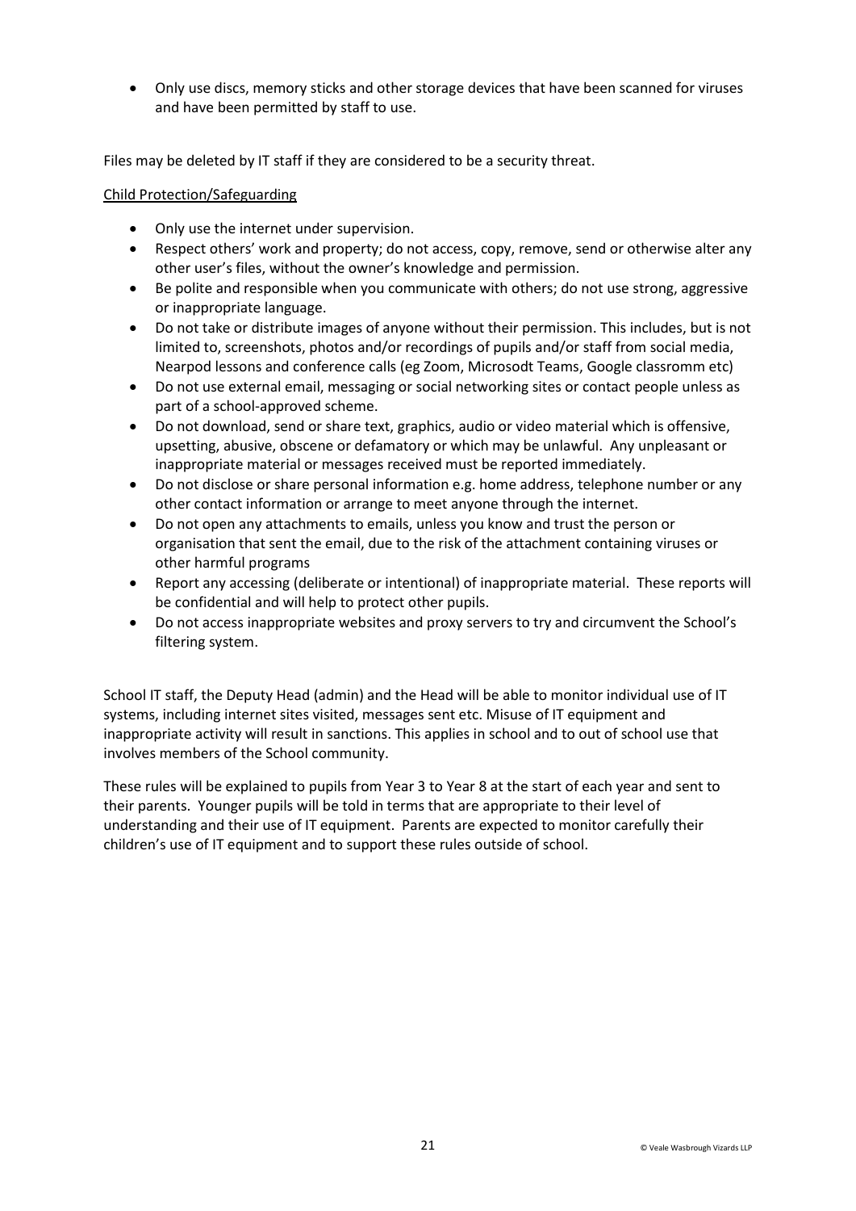- Only use discs, memory sticks and other storage devices that have been scanned for viruses and have been permitted by staff to use.

Files may be deleted by IT staff if they are considered to be a security threat.

Child Protection/Safeguarding

- Only use the internet under supervision.
- Respect others' work and property; do not access, copy, remove, send or otherwise alter any other user's files, without the owner's knowledge and permission.
- Be polite and responsible when you communicate with others; do not use strong, aggressive or inappropriate language.
- Do not take or distribute images of anyone without their permission. This includes, but is not limited to, screenshots, photos and/or recordings of pupils and/or staff from social media, Nearpod lessons and conference calls (eg Zoom, Microsodt Teams, Google classromm etc)
- Do not use external email, messaging or social networking sites or contact people unless as part of a school-approved scheme.
- Do not download, send or share text, graphics, audio or video material which is offensive, upsetting, abusive, obscene or defamatory or which may be unlawful. Any unpleasant or inappropriate material or messages received must be reported immediately.
- Do not disclose or share personal information e.g. home address, telephone number or any other contact information or arrange to meet anyone through the internet.
- Do not open any attachments to emails, unless you know and trust the person or organisation that sent the email, due to the risk of the attachment containing viruses or other harmful programs
- Report any accessing (deliberate or intentional) of inappropriate material. These reports will be confidential and will help to protect other pupils.
- Do not access inappropriate websites and proxy servers to try and circumvent the School's filtering system.

School IT staff, the Deputy Head (admin) and the Head will be able to monitor individual use of IT systems, including internet sites visited, messages sent etc. Misuse of IT equipment and inappropriate activity will result in sanctions. This applies in school and to out of school use that involves members of the School community.

These rules will be explained to pupils from Year 3 to Year 8 at the start of each year and sent to their parents. Younger pupils will be told in terms that are appropriate to their level of understanding and their use of IT equipment. Parents are expected to monitor carefully their children's use of IT equipment and to support these rules outside of school.